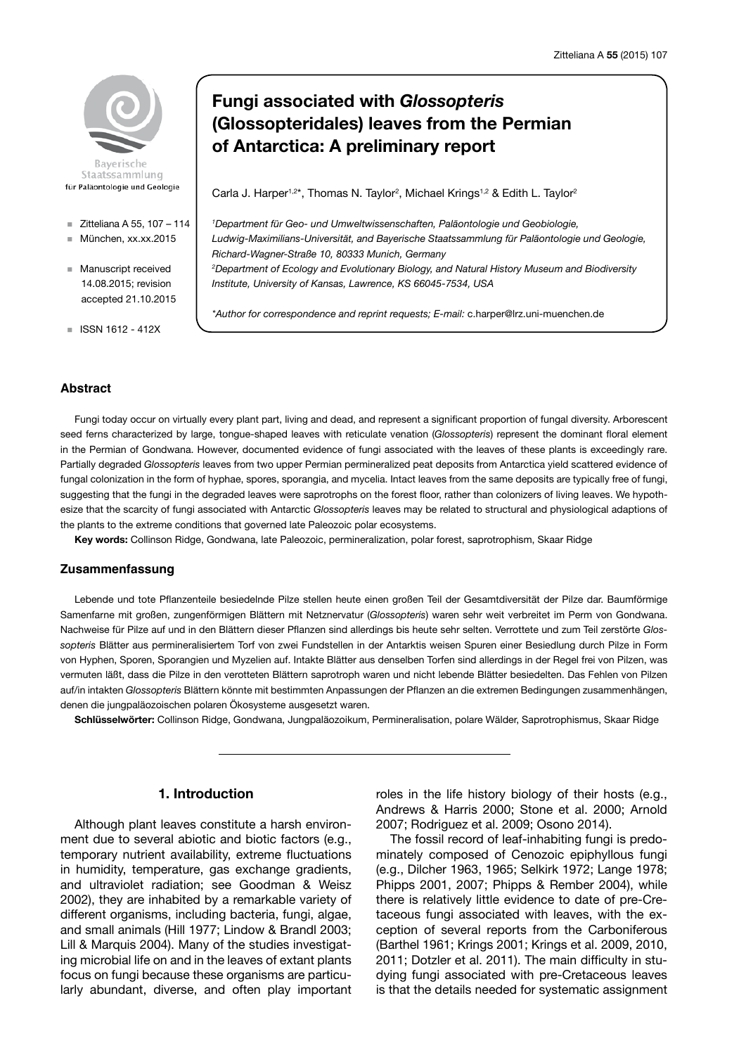# Fungi associated with *Glossopteris* (Glossopteridales) leaves from the Permian of Antarctica: A preliminary report

Carla J. Harper[1,2]*, Thomas N. Taylor[2], Michael Krings[1,2] & Edith L. Taylor[2]

[1]*Department für Geo- und Umweltwissenschaften, Paläontologie und Geobiologie, Ludwig-Maximilians-Universität, and Bayerische Staatssammlung für Paläontologie und Geologie, Richard-Wagner-Straße 10, 80333 Munich, Germany*

[2]*Department of Ecology and Evolutionary Biology, and Natural History Museum and Biodiversity Institute, University of Kansas, Lawrence, KS 66045-7534, USA*

*\*Author for correspondence and reprint requests; E-mail:* c.harper@lrz.uni-muenchen.de

- Zitteliana A 55, 107 – 114
- München, xx.xx.2015
- Manuscript received 14.08.2015; revision accepted 21.10.2015
- ISSN 1612 - 412X

## Abstract

Fungi today occur on virtually every plant part, living and dead, and represent a significant proportion of fungal diversity. Arborescent seed ferns characterized by large, tongue-shaped leaves with reticulate venation (*Glossopteris*) represent the dominant floral element in the Permian of Gondwana. However, documented evidence of fungi associated with the leaves of these plants is exceedingly rare. Partially degraded *Glossopteris* leaves from two upper Permian permineralized peat deposits from Antarctica yield scattered evidence of fungal colonization in the form of hyphae, spores, sporangia, and mycelia. Intact leaves from the same deposits are typically free of fungi, suggesting that the fungi in the degraded leaves were saprotrophs on the forest floor, rather than colonizers of living leaves. We hypothesize that the scarcity of fungi associated with Antarctic *Glossopteris* leaves may be related to structural and physiological adaptions of the plants to the extreme conditions that governed late Paleozoic polar ecosystems.

**Key words:** Collinson Ridge, Gondwana, late Paleozoic, permineralization, polar forest, saprotrophism, Skaar Ridge

## Zusammenfassung

Lebende und tote Pflanzenteile besiedelnde Pilze stellen heute einen großen Teil der Gesamtdiversität der Pilze dar. Baumförmige Samenfarne mit großen, zungenförmigen Blättern mit Netznervatur (*Glossopteris*) waren sehr weit verbreitet im Perm von Gondwana. Nachweise für Pilze auf und in den Blättern dieser Pflanzen sind allerdings bis heute sehr selten. Verrottete und zum Teil zerstörte *Glossopteris* Blätter aus permineralisiertem Torf von zwei Fundstellen in der Antarktis weisen Spuren einer Besiedlung durch Pilze in Form von Hyphen, Sporen, Sporangien und Myzelien auf. Intakte Blätter aus denselben Torfen sind allerdings in der Regel frei von Pilzen, was vermuten läßt, dass die Pilze in den verrotteten Blättern saprotroph waren und nicht lebende Blätter besiedelten. Das Fehlen von Pilzen auf/in intakten *Glossopteris* Blättern könnte mit bestimmten Anpassungen der Pflanzen an die extremen Bedingungen zusammenhängen, denen die jungpaläozoischen polaren Ökosysteme ausgesetzt waren.

**Schlüsselwörter:** Collinson Ridge, Gondwana, Jungpaläozoikum, Permineralisation, polare Wälder, Saprotrophismus, Skaar Ridge

## 1. Introduction

Although plant leaves constitute a harsh environment due to several abiotic and biotic factors (e.g., temporary nutrient availability, extreme fluctuations in humidity, temperature, gas exchange gradients, and ultraviolet radiation; see Goodman & Weisz 2002), they are inhabited by a remarkable variety of different organisms, including bacteria, fungi, algae, and small animals (Hill 1977; Lindow & Brandl 2003; Lill & Marquis 2004). Many of the studies investigating microbial life on and in the leaves of extant plants focus on fungi because these organisms are particularly abundant, diverse, and often play important roles in the life history biology of their hosts (e.g., Andrews & Harris 2000; Stone et al. 2000; Arnold 2007; Rodriguez et al. 2009; Osono 2014).

The fossil record of leaf-inhabiting fungi is predominately composed of Cenozoic epiphyllous fungi (e.g., Dilcher 1963, 1965; Selkirk 1972; Lange 1978; Phipps 2001, 2007; Phipps & Rember 2004), while there is relatively little evidence to date of pre-Cretaceous fungi associated with leaves, with the exception of several reports from the Carboniferous (Barthel 1961; Krings 2001; Krings et al. 2009, 2010, 2011; Dotzler et al. 2011). The main difficulty in studying fungi associated with pre-Cretaceous leaves is that the details needed for systematic assignment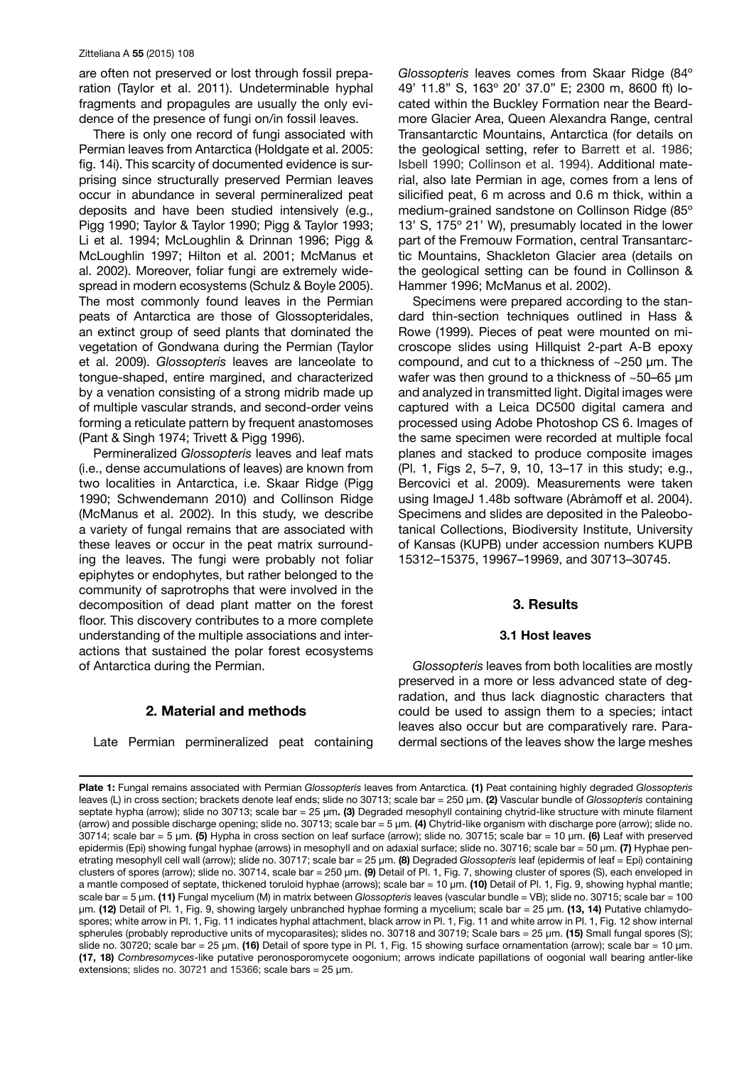are often not preserved or lost through fossil preparation (Taylor et al. 2011). Undeterminable hyphal fragments and propagules are usually the only evidence of the presence of fungi on/in fossil leaves.

There is only one record of fungi associated with Permian leaves from Antarctica (Holdgate et al. 2005: fig. 14i). This scarcity of documented evidence is surprising since structurally preserved Permian leaves occur in abundance in several permineralized peat deposits and have been studied intensively (e.g., Pigg 1990; Taylor & Taylor 1990; Pigg & Taylor 1993; Li et al. 1994; McLoughlin & Drinnan 1996; Pigg & McLoughlin 1997; Hilton et al. 2001; McManus et al. 2002). Moreover, foliar fungi are extremely widespread in modern ecosystems (Schulz & Boyle 2005). The most commonly found leaves in the Permian peats of Antarctica are those of Glossopteridales, an extinct group of seed plants that dominated the vegetation of Gondwana during the Permian (Taylor et al. 2009). *Glossopteris* leaves are lanceolate to tongue-shaped, entire margined, and characterized by a venation consisting of a strong midrib made up of multiple vascular strands, and second-order veins forming a reticulate pattern by frequent anastomoses (Pant & Singh 1974; Trivett & Pigg 1996).

Permineralized *Glossopteris* leaves and leaf mats (i.e., dense accumulations of leaves) are known from two localities in Antarctica, i.e. Skaar Ridge (Pigg 1990; Schwendemann 2010) and Collinson Ridge (McManus et al. 2002). In this study, we describe a variety of fungal remains that are associated with these leaves or occur in the peat matrix surrounding the leaves. The fungi were probably not foliar epiphytes or endophytes, but rather belonged to the community of saprotrophs that were involved in the decomposition of dead plant matter on the forest floor. This discovery contributes to a more complete understanding of the multiple associations and interactions that sustained the polar forest ecosystems of Antarctica during the Permian.

## 2. Material and methods

Late Permian permineralized peat containing *Glossopteris* leaves comes from Skaar Ridge (84º 49' 11.8" S, 163º 20' 37.0" E; 2300 m, 8600 ft) located within the Buckley Formation near the Beardmore Glacier Area, Queen Alexandra Range, central Transantarctic Mountains, Antarctica (for details on the geological setting, refer to Barrett et al. 1986; Isbell 1990; Collinson et al. 1994). Additional material, also late Permian in age, comes from a lens of silicified peat, 6 m across and 0.6 m thick, within a medium-grained sandstone on Collinson Ridge (85º 13' S, 175º 21' W), presumably located in the lower part of the Fremouw Formation, central Transantarctic Mountains, Shackleton Glacier area (details on the geological setting can be found in Collinson & Hammer 1996; McManus et al. 2002).

Specimens were prepared according to the standard thin-section techniques outlined in Hass & Rowe (1999). Pieces of peat were mounted on microscope slides using Hillquist 2-part A-B epoxy compound, and cut to a thickness of ~250 µm. The wafer was then ground to a thickness of ~50–65 µm and analyzed in transmitted light. Digital images were captured with a Leica DC500 digital camera and processed using Adobe Photoshop CS 6. Images of the same specimen were recorded at multiple focal planes and stacked to produce composite images (Pl. 1, Figs 2, 5–7, 9, 10, 13–17 in this study; e.g., Bercovici et al. 2009). Measurements were taken using ImageJ 1.48b software (Abràmoff et al. 2004). Specimens and slides are deposited in the Paleobotanical Collections, Biodiversity Institute, University of Kansas (KUPB) under accession numbers KUPB 15312–15375, 19967–19969, and 30713–30745.

## 3. Results

### 3.1 Host leaves

*Glossopteris* leaves from both localities are mostly preserved in a more or less advanced state of degradation, and thus lack diagnostic characters that could be used to assign them to a species; intact leaves also occur but are comparatively rare. Paradermal sections of the leaves show the large meshes

**Plate 1:** Fungal remains associated with Permian *Glossopteris* leaves from Antarctica. **(1)** Peat containing highly degraded *Glossopteris* leaves (L) in cross section; brackets denote leaf ends; slide no 30713; scale bar = 250 µm. **(2)** Vascular bundle of *Glossopteris* containing septate hypha (arrow); slide no 30713; scale bar = 25 µm**. (3)** Degraded mesophyll containing chytrid-like structure with minute filament (arrow) and possible discharge opening; slide no. 30713; scale bar = 5 µm. **(4)** Chytrid-like organism with discharge pore (arrow); slide no. 30714; scale bar = 5 µm. **(5)** Hypha in cross section on leaf surface (arrow); slide no. 30715; scale bar = 10 µm. **(6)** Leaf with preserved epidermis (Epi) showing fungal hyphae (arrows) in mesophyll and on adaxial surface; slide no. 30716; scale bar = 50 µm. **(7)** Hyphae penetrating mesophyll cell wall (arrow); slide no. 30717; scale bar = 25 µm. **(8)** Degraded *Glossopteris* leaf (epidermis of leaf = Epi) containing clusters of spores (arrow); slide no. 30714, scale bar = 250 µm. **(9)** Detail of Pl. 1, Fig. 7, showing cluster of spores (S), each enveloped in a mantle composed of septate, thickened toruloid hyphae (arrows); scale bar = 10 µm. **(10)** Detail of Pl. 1, Fig. 9, showing hyphal mantle; scale bar = 5 µm. **(11)** Fungal mycelium (M) in matrix between *Glossopteris* leaves (vascular bundle = VB); slide no. 30715; scale bar = 100 µm. **(12)** Detail of Pl. 1, Fig. 9, showing largely unbranched hyphae forming a mycelium; scale bar = 25 µm. **(13, 14)** Putative chlamydospores; white arrow in Pl. 1, Fig. 11 indicates hyphal attachment, black arrow in Pl. 1, Fig. 11 and white arrow in Pl. 1, Fig. 12 show internal spherules (probably reproductive units of mycoparasites); slides no. 30718 and 30719; Scale bars = 25 µm. **(15)** Small fungal spores (S); slide no. 30720; scale bar = 25 µm. **(16)** Detail of spore type in Pl. 1, Fig. 15 showing surface ornamentation (arrow); scale bar = 10 µm. **(17, 18)** *Combresomyces*-like putative peronosporomycete oogonium; arrows indicate papillations of oogonial wall bearing antler-like extensions; slides no. 30721 and 15366; scale bars = 25 µm.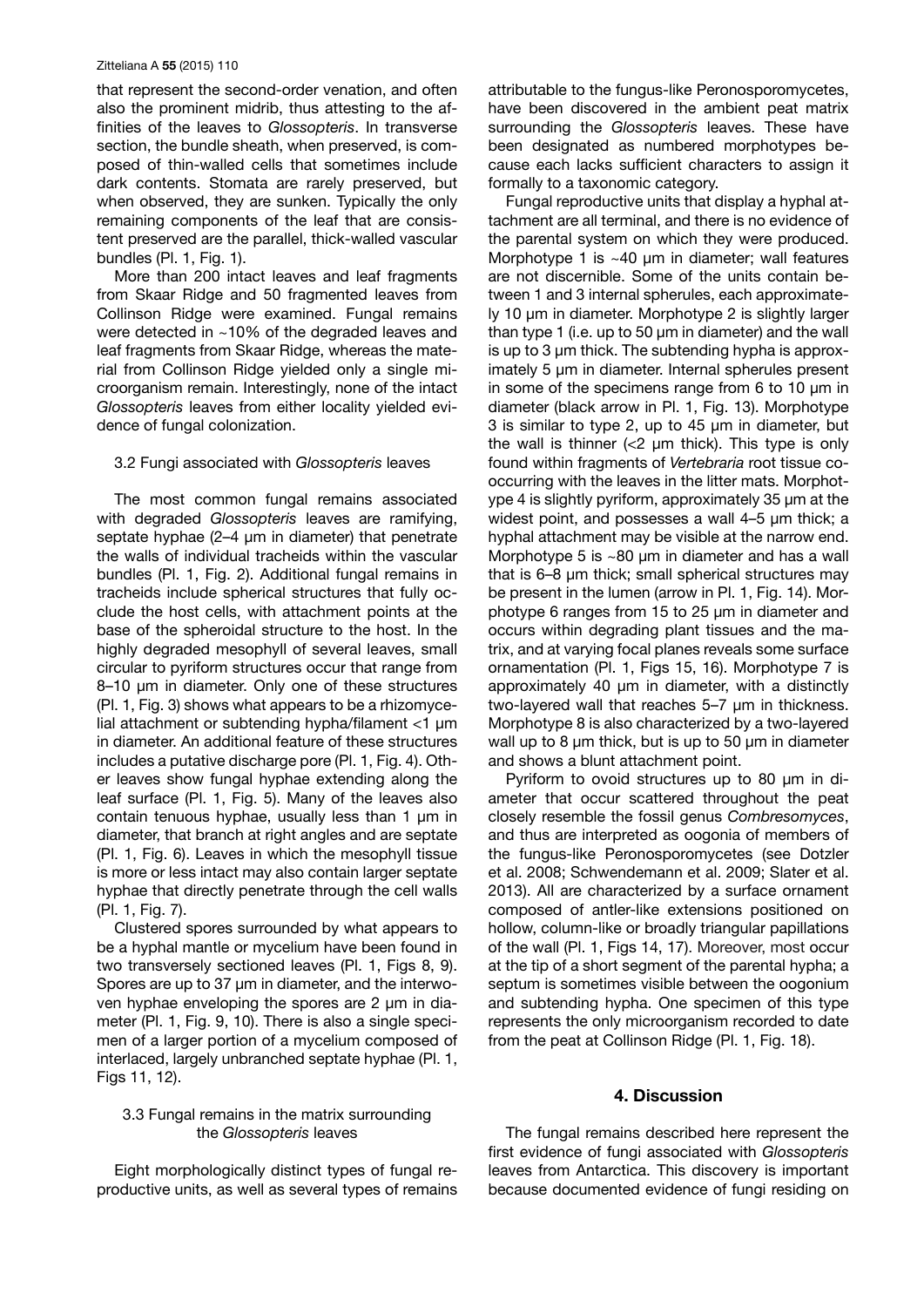that represent the second-order venation, and often also the prominent midrib, thus attesting to the affinities of the leaves to *Glossopteris*. In transverse section, the bundle sheath, when preserved, is composed of thin-walled cells that sometimes include dark contents. Stomata are rarely preserved, but when observed, they are sunken. Typically the only remaining components of the leaf that are consistent preserved are the parallel, thick-walled vascular bundles (Pl. 1, Fig. 1).

More than 200 intact leaves and leaf fragments from Skaar Ridge and 50 fragmented leaves from Collinson Ridge were examined. Fungal remains were detected in ~10% of the degraded leaves and leaf fragments from Skaar Ridge, whereas the material from Collinson Ridge yielded only a single microorganism remain. Interestingly, none of the intact *Glossopteris* leaves from either locality yielded evidence of fungal colonization.

### 3.2 Fungi associated with *Glossopteris* leaves

The most common fungal remains associated with degraded *Glossopteris* leaves are ramifying, septate hyphae (2–4 µm in diameter) that penetrate the walls of individual tracheids within the vascular bundles (Pl. 1, Fig. 2). Additional fungal remains in tracheids include spherical structures that fully occlude the host cells, with attachment points at the base of the spheroidal structure to the host. In the highly degraded mesophyll of several leaves, small circular to pyriform structures occur that range from 8–10 µm in diameter. Only one of these structures (Pl. 1, Fig. 3) shows what appears to be a rhizomycelial attachment or subtending hypha/filament <1 µm in diameter. An additional feature of these structures includes a putative discharge pore (Pl. 1, Fig. 4). Other leaves show fungal hyphae extending along the leaf surface (Pl. 1, Fig. 5). Many of the leaves also contain tenuous hyphae, usually less than 1 µm in diameter, that branch at right angles and are septate (Pl. 1, Fig. 6). Leaves in which the mesophyll tissue is more or less intact may also contain larger septate hyphae that directly penetrate through the cell walls (Pl. 1, Fig. 7).

Clustered spores surrounded by what appears to be a hyphal mantle or mycelium have been found in two transversely sectioned leaves (Pl. 1, Figs 8, 9). Spores are up to 37 µm in diameter, and the interwoven hyphae enveloping the spores are 2 µm in diameter (Pl. 1, Fig. 9, 10). There is also a single specimen of a larger portion of a mycelium composed of interlaced, largely unbranched septate hyphae (Pl. 1, Figs 11, 12).

### 3.3 Fungal remains in the matrix surrounding the *Glossopteris* leaves

Eight morphologically distinct types of fungal reproductive units, as well as several types of remains attributable to the fungus-like Peronosporomycetes, have been discovered in the ambient peat matrix surrounding the *Glossopteris* leaves. These have been designated as numbered morphotypes because each lacks sufficient characters to assign it formally to a taxonomic category.

Fungal reproductive units that display a hyphal attachment are all terminal, and there is no evidence of the parental system on which they were produced. Morphotype 1 is ~40 µm in diameter; wall features are not discernible. Some of the units contain between 1 and 3 internal spherules, each approximately 10 µm in diameter. Morphotype 2 is slightly larger than type 1 (i.e. up to 50 µm in diameter) and the wall is up to 3 µm thick. The subtending hypha is approximately 5 µm in diameter. Internal spherules present in some of the specimens range from 6 to 10 µm in diameter (black arrow in Pl. 1, Fig. 13). Morphotype 3 is similar to type 2, up to 45 µm in diameter, but the wall is thinner (<2 µm thick). This type is only found within fragments of *Vertebraria* root tissue co-occurring with the leaves in the litter mats. Morphotype 4 is slightly pyriform, approximately 35 µm at the widest point, and possesses a wall 4–5 µm thick; a hyphal attachment may be visible at the narrow end. Morphotype 5 is ~80 µm in diameter and has a wall that is 6–8 µm thick; small spherical structures may be present in the lumen (arrow in Pl. 1, Fig. 14). Morphotype 6 ranges from 15 to 25 µm in diameter and occurs within degrading plant tissues and the matrix, and at varying focal planes reveals some surface ornamentation (Pl. 1, Figs 15, 16). Morphotype 7 is approximately 40 µm in diameter, with a distinctly two-layered wall that reaches 5–7 µm in thickness. Morphotype 8 is also characterized by a two-layered wall up to 8 µm thick, but is up to 50 µm in diameter and shows a blunt attachment point.

Pyriform to ovoid structures up to 80 µm in diameter that occur scattered throughout the peat closely resemble the fossil genus *Combresomyces*, and thus are interpreted as oogonia of members of the fungus-like Peronosporomycetes (see Dotzler et al. 2008; Schwendemann et al. 2009; Slater et al. 2013). All are characterized by a surface ornament composed of antler-like extensions positioned on hollow, column-like or broadly triangular papillations of the wall (Pl. 1, Figs 14, 17). Moreover, most occur at the tip of a short segment of the parental hypha; a septum is sometimes visible between the oogonium and subtending hypha. One specimen of this type represents the only microorganism recorded to date from the peat at Collinson Ridge (Pl. 1, Fig. 18).

## 4. Discussion

The fungal remains described here represent the first evidence of fungi associated with *Glossopteris* leaves from Antarctica. This discovery is important because documented evidence of fungi residing on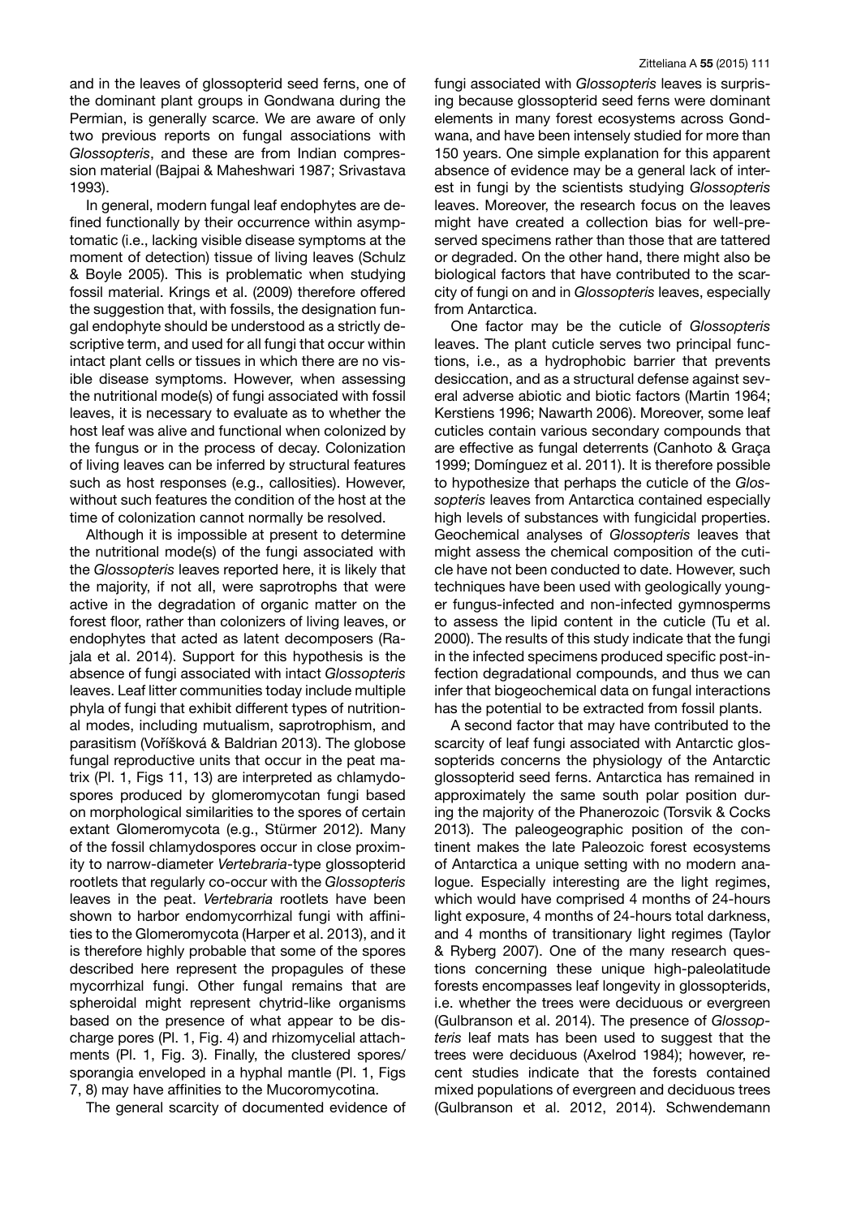and in the leaves of glossopterid seed ferns, one of the dominant plant groups in Gondwana during the Permian, is generally scarce. We are aware of only two previous reports on fungal associations with *Glossopteris*, and these are from Indian compression material (Bajpai & Maheshwari 1987; Srivastava 1993).

In general, modern fungal leaf endophytes are defined functionally by their occurrence within asymptomatic (i.e., lacking visible disease symptoms at the moment of detection) tissue of living leaves (Schulz & Boyle 2005). This is problematic when studying fossil material. Krings et al. (2009) therefore offered the suggestion that, with fossils, the designation fungal endophyte should be understood as a strictly descriptive term, and used for all fungi that occur within intact plant cells or tissues in which there are no visible disease symptoms. However, when assessing the nutritional mode(s) of fungi associated with fossil leaves, it is necessary to evaluate as to whether the host leaf was alive and functional when colonized by the fungus or in the process of decay. Colonization of living leaves can be inferred by structural features such as host responses (e.g., callosities). However, without such features the condition of the host at the time of colonization cannot normally be resolved.

Although it is impossible at present to determine the nutritional mode(s) of the fungi associated with the *Glossopteris* leaves reported here, it is likely that the majority, if not all, were saprotrophs that were active in the degradation of organic matter on the forest floor, rather than colonizers of living leaves, or endophytes that acted as latent decomposers (Rajala et al. 2014). Support for this hypothesis is the absence of fungi associated with intact *Glossopteris* leaves. Leaf litter communities today include multiple phyla of fungi that exhibit different types of nutritional modes, including mutualism, saprotrophism, and parasitism (Voříšková & Baldrian 2013). The globose fungal reproductive units that occur in the peat matrix (Pl. 1, Figs 11, 13) are interpreted as chlamydospores produced by glomeromycotan fungi based on morphological similarities to the spores of certain extant Glomeromycota (e.g., Stürmer 2012). Many of the fossil chlamydospores occur in close proximity to narrow-diameter *Vertebraria*-type glossopterid rootlets that regularly co-occur with the *Glossopteris* leaves in the peat. *Vertebraria* rootlets have been shown to harbor endomycorrhizal fungi with affinities to the Glomeromycota (Harper et al. 2013), and it is therefore highly probable that some of the spores described here represent the propagules of these mycorrhizal fungi. Other fungal remains that are spheroidal might represent chytrid-like organisms based on the presence of what appear to be discharge pores (Pl. 1, Fig. 4) and rhizomycelial attachments (Pl. 1, Fig. 3). Finally, the clustered spores/sporangia enveloped in a hyphal mantle (Pl. 1, Figs 7, 8) may have affinities to the Mucoromycotina.

The general scarcity of documented evidence of fungi associated with *Glossopteris* leaves is surprising because glossopterid seed ferns were dominant elements in many forest ecosystems across Gondwana, and have been intensely studied for more than 150 years. One simple explanation for this apparent absence of evidence may be a general lack of interest in fungi by the scientists studying *Glossopteris* leaves. Moreover, the research focus on the leaves might have created a collection bias for well-preserved specimens rather than those that are tattered or degraded. On the other hand, there might also be biological factors that have contributed to the scarcity of fungi on and in *Glossopteris* leaves, especially from Antarctica.

One factor may be the cuticle of *Glossopteris* leaves. The plant cuticle serves two principal functions, i.e., as a hydrophobic barrier that prevents desiccation, and as a structural defense against several adverse abiotic and biotic factors (Martin 1964; Kerstiens 1996; Nawarth 2006). Moreover, some leaf cuticles contain various secondary compounds that are effective as fungal deterrents (Canhoto & Graça 1999; Domínguez et al. 2011). It is therefore possible to hypothesize that perhaps the cuticle of the *Glossopteris* leaves from Antarctica contained especially high levels of substances with fungicidal properties. Geochemical analyses of *Glossopteris* leaves that might assess the chemical composition of the cuticle have not been conducted to date. However, such techniques have been used with geologically younger fungus-infected and non-infected gymnosperms to assess the lipid content in the cuticle (Tu et al. 2000). The results of this study indicate that the fungi in the infected specimens produced specific post-infection degradational compounds, and thus we can infer that biogeochemical data on fungal interactions has the potential to be extracted from fossil plants.

A second factor that may have contributed to the scarcity of leaf fungi associated with Antarctic glossopterids concerns the physiology of the Antarctic glossopterid seed ferns. Antarctica has remained in approximately the same south polar position during the majority of the Phanerozoic (Torsvik & Cocks 2013). The paleogeographic position of the continent makes the late Paleozoic forest ecosystems of Antarctica a unique setting with no modern analogue. Especially interesting are the light regimes, which would have comprised 4 months of 24-hours light exposure, 4 months of 24-hours total darkness, and 4 months of transitionary light regimes (Taylor & Ryberg 2007). One of the many research questions concerning these unique high-paleolatitude forests encompasses leaf longevity in glossopterids, i.e. whether the trees were deciduous or evergreen (Gulbranson et al. 2014). The presence of *Glossopteris* leaf mats has been used to suggest that the trees were deciduous (Axelrod 1984); however, recent studies indicate that the forests contained mixed populations of evergreen and deciduous trees (Gulbranson et al. 2012, 2014). Schwendemann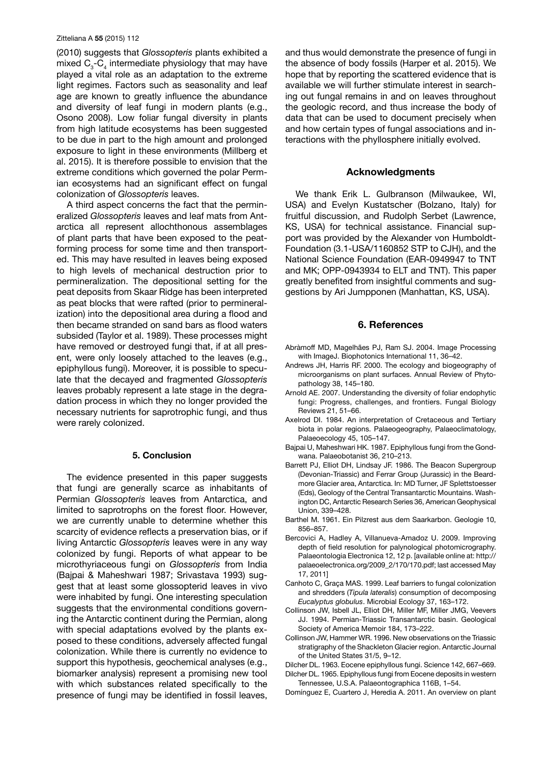(2010) suggests that *Glossopteris* plants exhibited a mixed $C_3$-$C_4$ intermediate physiology that may have played a vital role as an adaptation to the extreme light regimes. Factors such as seasonality and leaf age are known to greatly influence the abundance and diversity of leaf fungi in modern plants (e.g., Osono 2008). Low foliar fungal diversity in plants from high latitude ecosystems has been suggested to be due in part to the high amount and prolonged exposure to light in these environments (Millberg et al. 2015). It is therefore possible to envision that the extreme conditions which governed the polar Permian ecosystems had an significant effect on fungal colonization of *Glossopteris* leaves.

A third aspect concerns the fact that the permineralized *Glossopteris* leaves and leaf mats from Antarctica all represent allochthonous assemblages of plant parts that have been exposed to the peat-forming process for some time and then transported. This may have resulted in leaves being exposed to high levels of mechanical destruction prior to permineralization. The depositional setting for the peat deposits from Skaar Ridge has been interpreted as peat blocks that were rafted (prior to permineralization) into the depositional area during a flood and then became stranded on sand bars as flood waters subsided (Taylor et al. 1989). These processes might have removed or destroyed fungi that, if at all present, were only loosely attached to the leaves (e.g., epiphyllous fungi). Moreover, it is possible to speculate that the decayed and fragmented *Glossopteris* leaves probably represent a late stage in the degradation process in which they no longer provided the necessary nutrients for saprotrophic fungi, and thus were rarely colonized.

## 5. Conclusion

The evidence presented in this paper suggests that fungi are generally scarce as inhabitants of Permian *Glossopteris* leaves from Antarctica, and limited to saprotrophs on the forest floor. However, we are currently unable to determine whether this scarcity of evidence reflects a preservation bias, or if living Antarctic *Glossopteris* leaves were in any way colonized by fungi. Reports of what appear to be microthyriaceous fungi on *Glossopteris* from India (Bajpai & Maheshwari 1987; Srivastava 1993) suggest that at least some glossopterid leaves in vivo were inhabited by fungi. One interesting speculation suggests that the environmental conditions governing the Antarctic continent during the Permian, along with special adaptations evolved by the plants exposed to these conditions, adversely affected fungal colonization. While there is currently no evidence to support this hypothesis, geochemical analyses (e.g., biomarker analysis) represent a promising new tool with which substances related specifically to the presence of fungi may be identified in fossil leaves, and thus would demonstrate the presence of fungi in the absence of body fossils (Harper et al. 2015). We hope that by reporting the scattered evidence that is available we will further stimulate interest in searching out fungal remains in and on leaves throughout the geologic record, and thus increase the body of data that can be used to document precisely when and how certain types of fungal associations and interactions with the phyllosphere initially evolved.

## Acknowledgments

We thank Erik L. Gulbranson (Milwaukee, WI, USA) and Evelyn Kustatscher (Bolzano, Italy) for fruitful discussion, and Rudolph Serbet (Lawrence, KS, USA) for technical assistance. Financial support was provided by the Alexander von Humboldt-Foundation (3.1-USA/1160852 STP to CJH), and the National Science Foundation (EAR-0949947 to TNT and MK; OPP-0943934 to ELT and TNT). This paper greatly benefited from insightful comments and suggestions by Ari Jumpponen (Manhattan, KS, USA).

## 6. References

Abràmoff MD, Magelhães PJ, Ram SJ. 2004. Image Processing with ImageJ. Biophotonics International 11, 36–42.

Andrews JH, Harris RF. 2000. The ecology and biogeography of microorganisms on plant surfaces. Annual Review of Phytopathology 38, 145–180.

Arnold AE. 2007. Understanding the diversity of foliar endophytic fungi: Progress, challenges, and frontiers. Fungal Biology Reviews 21, 51–66.

Axelrod DI. 1984. An interpretation of Cretaceous and Tertiary biota in polar regions. Palaeogeography, Palaeoclimatology, Palaeoecology 45, 105–147.

Bajpai U, Maheshwari HK. 1987. Epiphyllous fungi from the Gondwana. Palaeobotanist 36, 210–213.

Barrett PJ, Elliot DH, Lindsay JF. 1986. The Beacon Supergroup (Devonian-Triassic) and Ferrar Group (Jurassic) in the Beardmore Glacier area, Antarctica. In: MD Turner, JF Splettstoesser (Eds), Geology of the Central Transantarctic Mountains. Washington DC, Antarctic Research Series 36, American Geophysical Union, 339–428.

Barthel M. 1961. Ein Pilzrest aus dem Saarkarbon. Geologie 10, 856–857.

Bercovici A, Hadley A, Villanueva-Amadoz U. 2009. Improving depth of field resolution for palynological photomicrography. Palaeontologia Electronica 12, 12 p. [available online at: http://palaeoelectronica.org/2009_2/170/170.pdf; last accessed May 17, 2011]

Canhoto C, Graça MAS. 1999. Leaf barriers to fungal colonization and shredders (*Tipula lateralis*) consumption of decomposing *Eucalyptus globulus*. Microbial Ecology 37, 163–172.

Collinson JW, Isbell JL, Elliot DH, Miller MF, Miller JMG, Veevers JJ. 1994. Permian-Triassic Transantarctic basin. Geological Society of America Memoir 184, 173–222.

Collinson JW, Hammer WR. 1996. New observations on the Triassic stratigraphy of the Shackleton Glacier region. Antarctic Journal of the United States 31/5, 9–12.

Dilcher DL. 1963. Eocene epiphyllous fungi. Science 142, 667–669.

Dilcher DL. 1965. Epiphyllous fungi from Eocene deposits in western Tennessee, U.S.A. Palaeontographica 116B, 1–54.

Domínguez E, Cuartero J, Heredia A. 2011. An overview on plant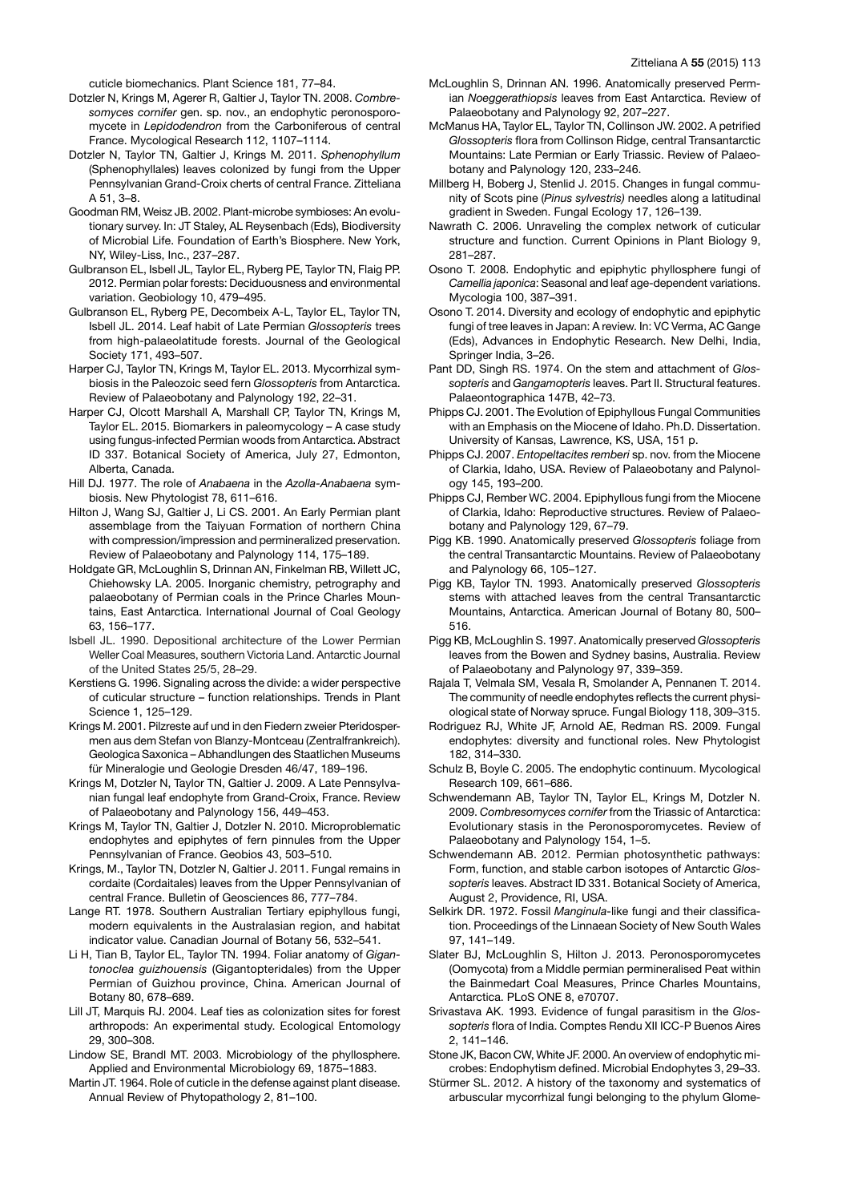cuticle biomechanics. Plant Science 181, 77–84.

Dotzler N, Krings M, Agerer R, Galtier J, Taylor TN. 2008. *Combresomyces cornifer* gen. sp. nov., an endophytic peronosporomycete in *Lepidodendron* from the Carboniferous of central France. Mycological Research 112, 1107–1114.

Dotzler N, Taylor TN, Galtier J, Krings M. 2011. *Sphenophyllum* (Sphenophyllales) leaves colonized by fungi from the Upper Pennsylvanian Grand-Croix cherts of central France. Zitteliana A 51, 3–8.

Goodman RM, Weisz JB. 2002. Plant-microbe symbioses: An evolutionary survey. In: JT Staley, AL Reysenbach (Eds), Biodiversity of Microbial Life. Foundation of Earth's Biosphere. New York, NY, Wiley-Liss, Inc., 237–287.

Gulbranson EL, Isbell JL, Taylor EL, Ryberg PE, Taylor TN, Flaig PP. 2012. Permian polar forests: Deciduousness and environmental variation. Geobiology 10, 479–495.

Gulbranson EL, Ryberg PE, Decombeix A-L, Taylor EL, Taylor TN, Isbell JL. 2014. Leaf habit of Late Permian *Glossopteris* trees from high-palaeolatitude forests. Journal of the Geological Society 171, 493–507.

Harper CJ, Taylor TN, Krings M, Taylor EL. 2013. Mycorrhizal symbiosis in the Paleozoic seed fern *Glossopteris* from Antarctica. Review of Palaeobotany and Palynology 192, 22–31.

Harper CJ, Olcott Marshall A, Marshall CP, Taylor TN, Krings M, Taylor EL. 2015. Biomarkers in paleomycology – A case study using fungus-infected Permian woods from Antarctica. Abstract ID 337. Botanical Society of America, July 27, Edmonton, Alberta, Canada.

Hill DJ. 1977. The role of *Anabaena* in the *Azolla*-*Anabaena* symbiosis. New Phytologist 78, 611–616.

Hilton J, Wang SJ, Galtier J, Li CS. 2001. An Early Permian plant assemblage from the Taiyuan Formation of northern China with compression/impression and permineralized preservation. Review of Palaeobotany and Palynology 114, 175–189.

Holdgate GR, McLoughlin S, Drinnan AN, Finkelman RB, Willett JC, Chiehowsky LA. 2005. Inorganic chemistry, petrography and palaeobotany of Permian coals in the Prince Charles Mountains, East Antarctica. International Journal of Coal Geology 63, 156–177.

Isbell JL. 1990. Depositional architecture of the Lower Permian Weller Coal Measures, southern Victoria Land. Antarctic Journal of the United States 25/5, 28–29.

Kerstiens G. 1996. Signaling across the divide: a wider perspective of cuticular structure – function relationships. Trends in Plant Science 1, 125–129.

Krings M. 2001. Pilzreste auf und in den Fiedern zweier Pteridospermen aus dem Stefan von Blanzy-Montceau (Zentralfrankreich). Geologica Saxonica – Abhandlungen des Staatlichen Museums für Mineralogie und Geologie Dresden 46/47, 189–196.

Krings M, Dotzler N, Taylor TN, Galtier J. 2009. A Late Pennsylvanian fungal leaf endophyte from Grand-Croix, France. Review of Palaeobotany and Palynology 156, 449–453.

Krings M, Taylor TN, Galtier J, Dotzler N. 2010. Microproblematic endophytes and epiphytes of fern pinnules from the Upper Pennsylvanian of France. Geobios 43, 503–510.

Krings, M., Taylor TN, Dotzler N, Galtier J. 2011. Fungal remains in cordaite (Cordaitales) leaves from the Upper Pennsylvanian of central France. Bulletin of Geosciences 86, 777–784.

Lange RT. 1978. Southern Australian Tertiary epiphyllous fungi, modern equivalents in the Australasian region, and habitat indicator value. Canadian Journal of Botany 56, 532–541.

Li H, Tian B, Taylor EL, Taylor TN. 1994. Foliar anatomy of *Gigantonoclea guizhouensis* (Gigantopteridales) from the Upper Permian of Guizhou province, China. American Journal of Botany 80, 678–689.

Lill JT, Marquis RJ. 2004. Leaf ties as colonization sites for forest arthropods: An experimental study. Ecological Entomology 29, 300–308.

Lindow SE, Brandl MT. 2003. Microbiology of the phyllosphere. Applied and Environmental Microbiology 69, 1875–1883.

Martin JT. 1964. Role of cuticle in the defense against plant disease. Annual Review of Phytopathology 2, 81–100.

McLoughlin S, Drinnan AN. 1996. Anatomically preserved Permian *Noeggerathiopsis* leaves from East Antarctica. Review of Palaeobotany and Palynology 92, 207–227.

McManus HA, Taylor EL, Taylor TN, Collinson JW. 2002. A petrified *Glossopteris* flora from Collinson Ridge, central Transantarctic Mountains: Late Permian or Early Triassic. Review of Palaeobotany and Palynology 120, 233–246.

Millberg H, Boberg J, Stenlid J. 2015. Changes in fungal community of Scots pine (*Pinus sylvestris)* needles along a latitudinal gradient in Sweden. Fungal Ecology 17, 126–139.

Nawrath C. 2006. Unraveling the complex network of cuticular structure and function. Current Opinions in Plant Biology 9, 281–287.

Osono T. 2008. Endophytic and epiphytic phyllosphere fungi of *Camellia japonica*: Seasonal and leaf age-dependent variations. Mycologia 100, 387–391.

Osono T. 2014. Diversity and ecology of endophytic and epiphytic fungi of tree leaves in Japan: A review. In: VC Verma, AC Gange (Eds), Advances in Endophytic Research. New Delhi, India, Springer India, 3–26.

Pant DD, Singh RS. 1974. On the stem and attachment of *Glossopteris* and *Gangamopteris* leaves. Part II. Structural features. Palaeontographica 147B, 42–73.

Phipps CJ. 2001. The Evolution of Epiphyllous Fungal Communities with an Emphasis on the Miocene of Idaho. Ph.D. Dissertation. University of Kansas, Lawrence, KS, USA, 151 p.

Phipps CJ. 2007. *Entopeltacites remberi* sp. nov. from the Miocene of Clarkia, Idaho, USA. Review of Palaeobotany and Palynology 145, 193–200.

Phipps CJ, Rember WC. 2004. Epiphyllous fungi from the Miocene of Clarkia, Idaho: Reproductive structures. Review of Palaeobotany and Palynology 129, 67–79.

Pigg KB. 1990. Anatomically preserved *Glossopteris* foliage from the central Transantarctic Mountains. Review of Palaeobotany and Palynology 66, 105–127.

Pigg KB, Taylor TN. 1993. Anatomically preserved *Glossopteris* stems with attached leaves from the central Transantarctic Mountains, Antarctica. American Journal of Botany 80, 500–516.

Pigg KB, McLoughlin S. 1997. Anatomically preserved *Glossopteris* leaves from the Bowen and Sydney basins, Australia. Review of Palaeobotany and Palynology 97, 339–359.

Rajala T, Velmala SM, Vesala R, Smolander A, Pennanen T. 2014. The community of needle endophytes reflects the current physiological state of Norway spruce. Fungal Biology 118, 309–315.

Rodriguez RJ, White JF, Arnold AE, Redman RS. 2009. Fungal endophytes: diversity and functional roles. New Phytologist 182, 314–330.

Schulz B, Boyle C. 2005. The endophytic continuum. Mycological Research 109, 661–686.

Schwendemann AB, Taylor TN, Taylor EL, Krings M, Dotzler N. 2009. *Combresomyces cornifer* from the Triassic of Antarctica: Evolutionary stasis in the Peronosporomycetes. Review of Palaeobotany and Palynology 154, 1–5.

Schwendemann AB. 2012. Permian photosynthetic pathways: Form, function, and stable carbon isotopes of Antarctic *Glossopteris* leaves. Abstract ID 331. Botanical Society of America, August 2, Providence, RI, USA.

Selkirk DR. 1972. Fossil *Manginula*-like fungi and their classification. Proceedings of the Linnaean Society of New South Wales 97, 141–149.

Slater BJ, McLoughlin S, Hilton J. 2013. Peronosporomycetes (Oomycota) from a Middle permian permineralised Peat within the Bainmedart Coal Measures, Prince Charles Mountains, Antarctica. PLoS ONE 8, e70707.

Srivastava AK. 1993. Evidence of fungal parasitism in the *Glossopteris* flora of India. Comptes Rendu XII ICC-P Buenos Aires 2, 141–146.

Stone JK, Bacon CW, White JF. 2000. An overview of endophytic microbes: Endophytism defined. Microbial Endophytes 3, 29–33.

Stürmer SL. 2012. A history of the taxonomy and systematics of arbuscular mycorrhizal fungi belonging to the phylum Glome-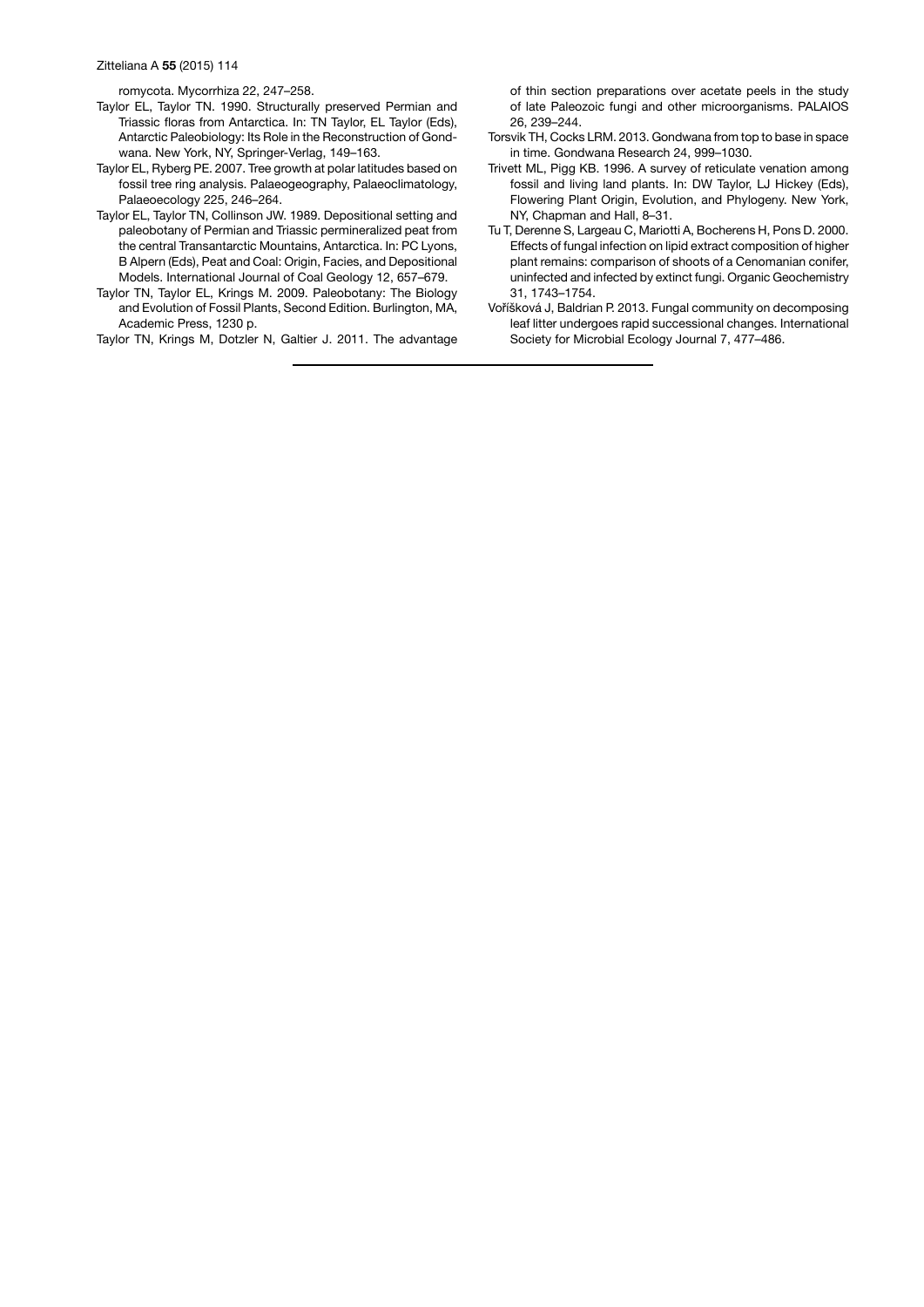romycota. Mycorrhiza 22, 247–258.

Taylor EL, Taylor TN. 1990. Structurally preserved Permian and Triassic floras from Antarctica. In: TN Taylor, EL Taylor (Eds), Antarctic Paleobiology: Its Role in the Reconstruction of Gondwana. New York, NY, Springer-Verlag, 149–163.

Taylor EL, Ryberg PE. 2007. Tree growth at polar latitudes based on fossil tree ring analysis. Palaeogeography, Palaeoclimatology, Palaeoecology 225, 246–264.

Taylor EL, Taylor TN, Collinson JW. 1989. Depositional setting and paleobotany of Permian and Triassic permineralized peat from the central Transantarctic Mountains, Antarctica. In: PC Lyons, B Alpern (Eds), Peat and Coal: Origin, Facies, and Depositional Models. International Journal of Coal Geology 12, 657–679.

Taylor TN, Taylor EL, Krings M. 2009. Paleobotany: The Biology and Evolution of Fossil Plants, Second Edition. Burlington, MA, Academic Press, 1230 p.

Taylor TN, Krings M, Dotzler N, Galtier J. 2011. The advantage of thin section preparations over acetate peels in the study of late Paleozoic fungi and other microorganisms. PALAIOS 26, 239–244.

Torsvik TH, Cocks LRM. 2013. Gondwana from top to base in space in time. Gondwana Research 24, 999–1030.

Trivett ML, Pigg KB. 1996. A survey of reticulate venation among fossil and living land plants. In: DW Taylor, LJ Hickey (Eds), Flowering Plant Origin, Evolution, and Phylogeny. New York, NY, Chapman and Hall, 8–31.

Tu T, Derenne S, Largeau C, Mariotti A, Bocherens H, Pons D. 2000. Effects of fungal infection on lipid extract composition of higher plant remains: comparison of shoots of a Cenomanian conifer, uninfected and infected by extinct fungi. Organic Geochemistry 31, 1743–1754.

Voříšková J, Baldrian P. 2013. Fungal community on decomposing leaf litter undergoes rapid successional changes. International Society for Microbial Ecology Journal 7, 477–486.